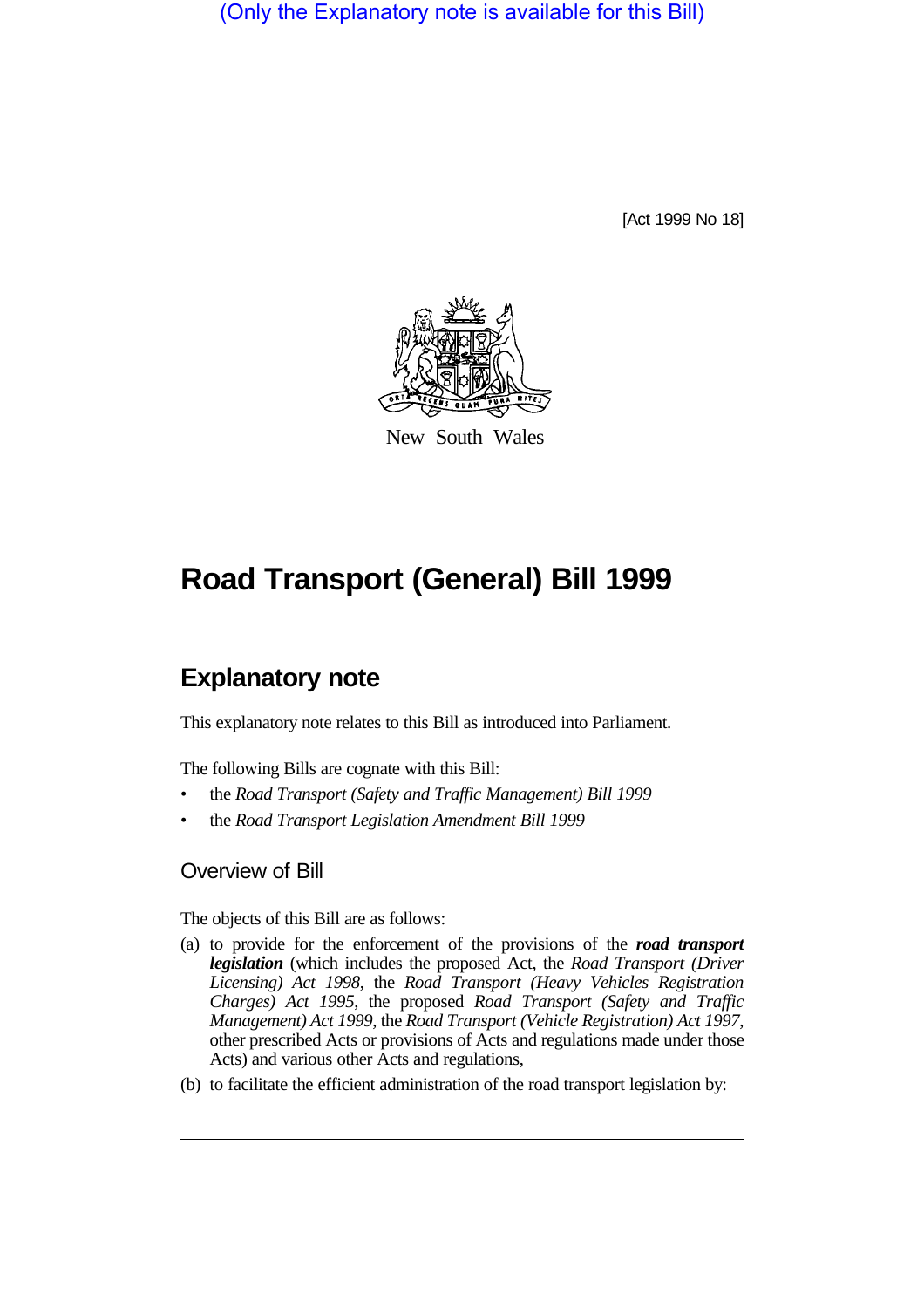(Only the Explanatory note is available for this Bill)

[Act 1999 No 18]

New South Wales

# Road Transport (General) Bill 1999

## Explanatory note

This explanatory note relates to this Bill as introduced into Parliament.

The following Bills are cognate with this Bill:

- the *Road Transport (Safety and Traffic Management) Bill 1999*
- the *Road Transport Legislation Amendment Bill 1999*

### Overview of Bill

The objects of this Bill are as follows:

(a) to provide for the enforcement of the provisions of the ***road transport legislation*** (which includes the proposed Act, the *Road Transport (Driver Licensing) Act 1998*, the *Road Transport (Heavy Vehicles Registration Charges) Act 1995*, the proposed *Road Transport (Safety and Traffic Management) Act 1999*, the *Road Transport (Vehicle Registration) Act 1997*, other prescribed Acts or provisions of Acts and regulations made under those Acts) and various other Acts and regulations,

(b) to facilitate the efficient administration of the road transport legislation by: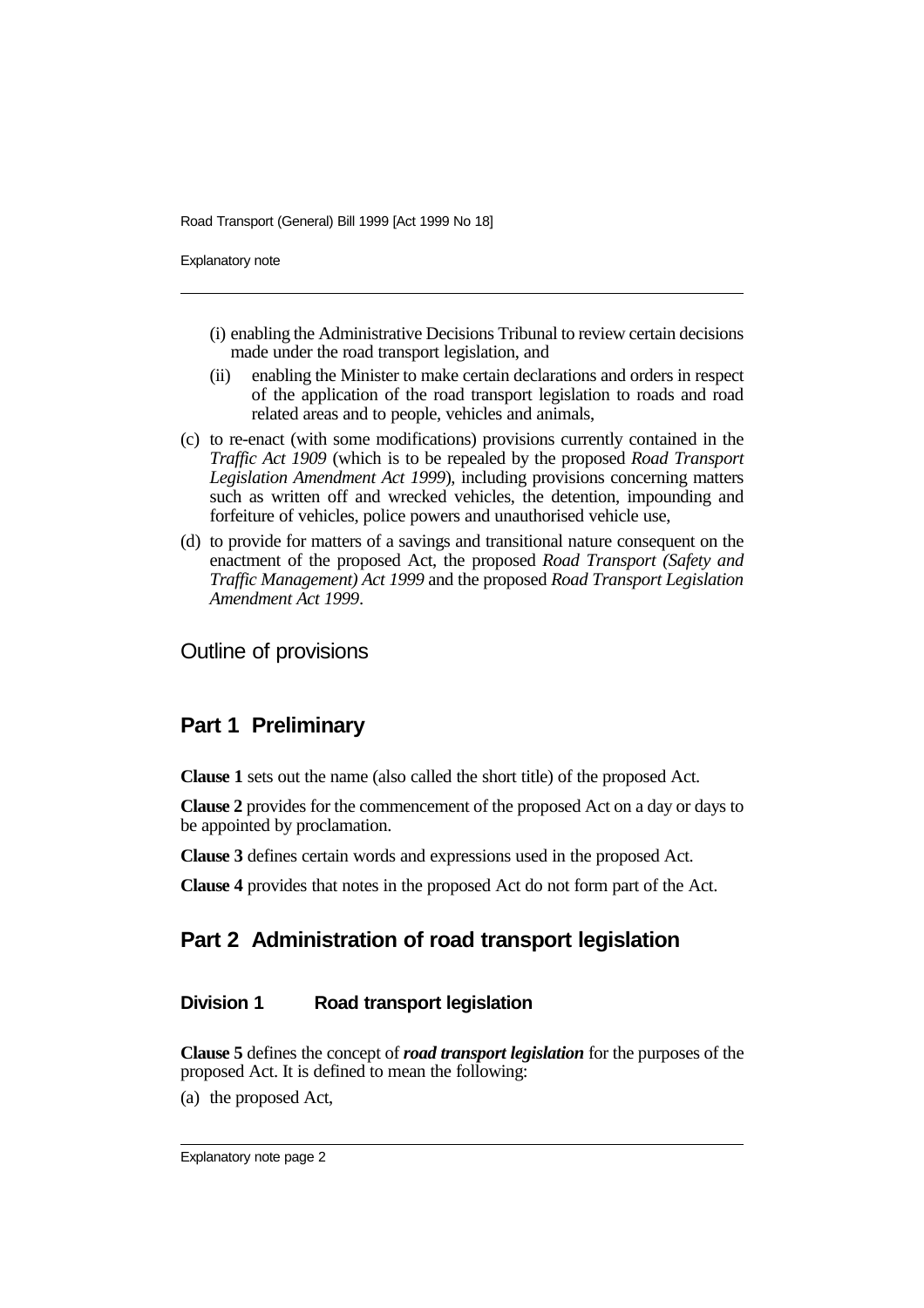(i) enabling the Administrative Decisions Tribunal to review certain decisions made under the road transport legislation, and

(ii) enabling the Minister to make certain declarations and orders in respect of the application of the road transport legislation to roads and road related areas and to people, vehicles and animals,

(c) to re-enact (with some modifications) provisions currently contained in the *Traffic Act 1909* (which is to be repealed by the proposed *Road Transport Legislation Amendment Act 1999*), including provisions concerning matters such as written off and wrecked vehicles, the detention, impounding and forfeiture of vehicles, police powers and unauthorised vehicle use,

(d) to provide for matters of a savings and transitional nature consequent on the enactment of the proposed Act, the proposed *Road Transport (Safety and Traffic Management) Act 1999* and the proposed *Road Transport Legislation Amendment Act 1999*.

## Outline of provisions

## Part 1 Preliminary

**Clause 1** sets out the name (also called the short title) of the proposed Act.

**Clause 2** provides for the commencement of the proposed Act on a day or days to be appointed by proclamation.

**Clause 3** defines certain words and expressions used in the proposed Act.

**Clause 4** provides that notes in the proposed Act do not form part of the Act.

## Part 2 Administration of road transport legislation

### Division 1 Road transport legislation

**Clause 5** defines the concept of ***road transport legislation*** for the purposes of the proposed Act. It is defined to mean the following:

(a) the proposed Act,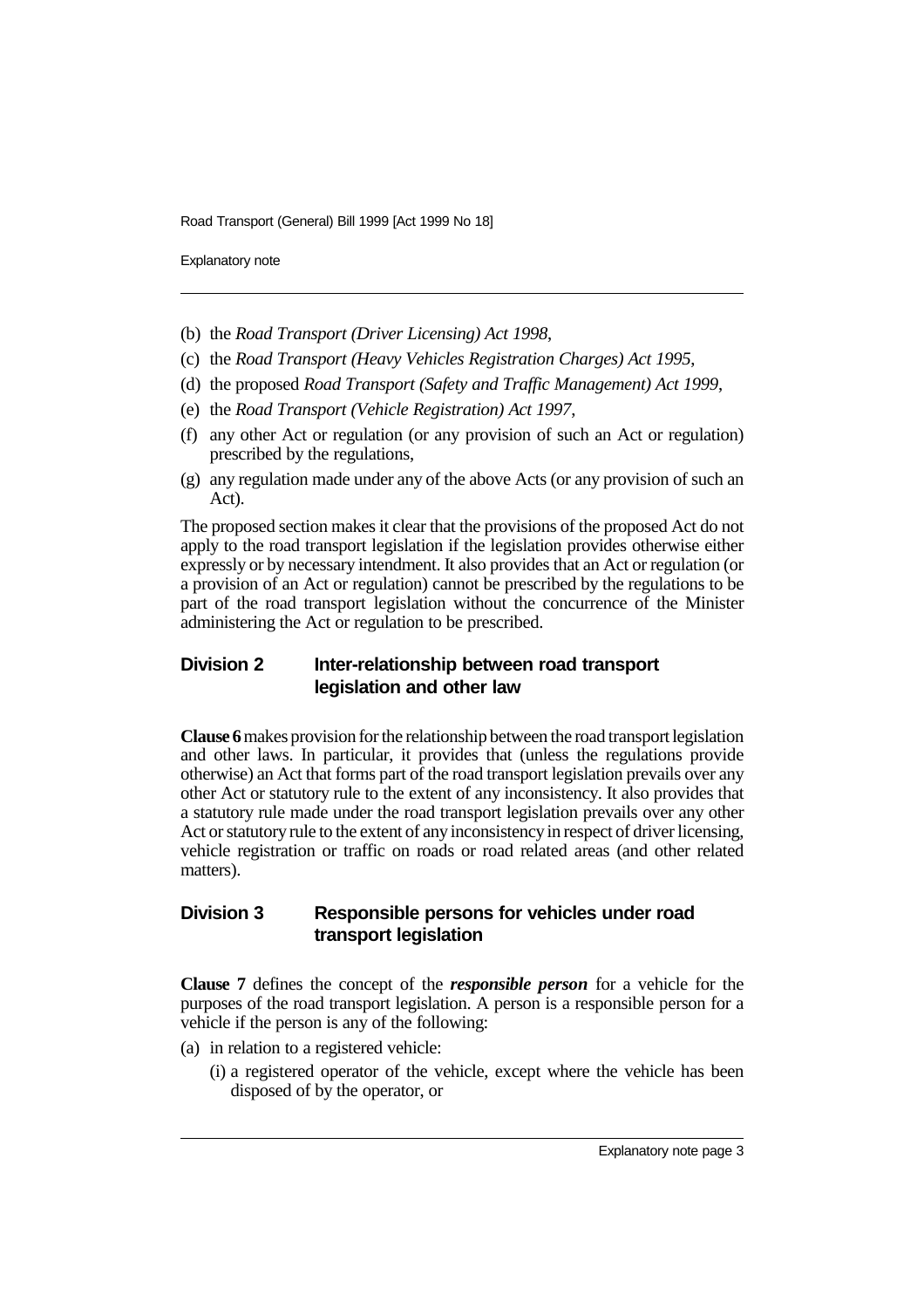(b) the *Road Transport (Driver Licensing) Act 1998*,

(c) the *Road Transport (Heavy Vehicles Registration Charges) Act 1995*,

(d) the proposed *Road Transport (Safety and Traffic Management) Act 1999*,

(e) the *Road Transport (Vehicle Registration) Act 1997*,

(f) any other Act or regulation (or any provision of such an Act or regulation) prescribed by the regulations,

(g) any regulation made under any of the above Acts (or any provision of such an Act).

The proposed section makes it clear that the provisions of the proposed Act do not apply to the road transport legislation if the legislation provides otherwise either expressly or by necessary intendment. It also provides that an Act or regulation (or a provision of an Act or regulation) cannot be prescribed by the regulations to be part of the road transport legislation without the concurrence of the Minister administering the Act or regulation to be prescribed.

## Division 2 Inter-relationship between road transport legislation and other law

**Clause 6** makes provision for the relationship between the road transport legislation and other laws. In particular, it provides that (unless the regulations provide otherwise) an Act that forms part of the road transport legislation prevails over any other Act or statutory rule to the extent of any inconsistency. It also provides that a statutory rule made under the road transport legislation prevails over any other Act or statutory rule to the extent of any inconsistency in respect of driver licensing, vehicle registration or traffic on roads or road related areas (and other related matters).

## Division 3 Responsible persons for vehicles under road transport legislation

**Clause 7** defines the concept of the ***responsible person*** for a vehicle for the purposes of the road transport legislation. A person is a responsible person for a vehicle if the person is any of the following:

(a) in relation to a registered vehicle:

- (i) a registered operator of the vehicle, except where the vehicle has been disposed of by the operator, or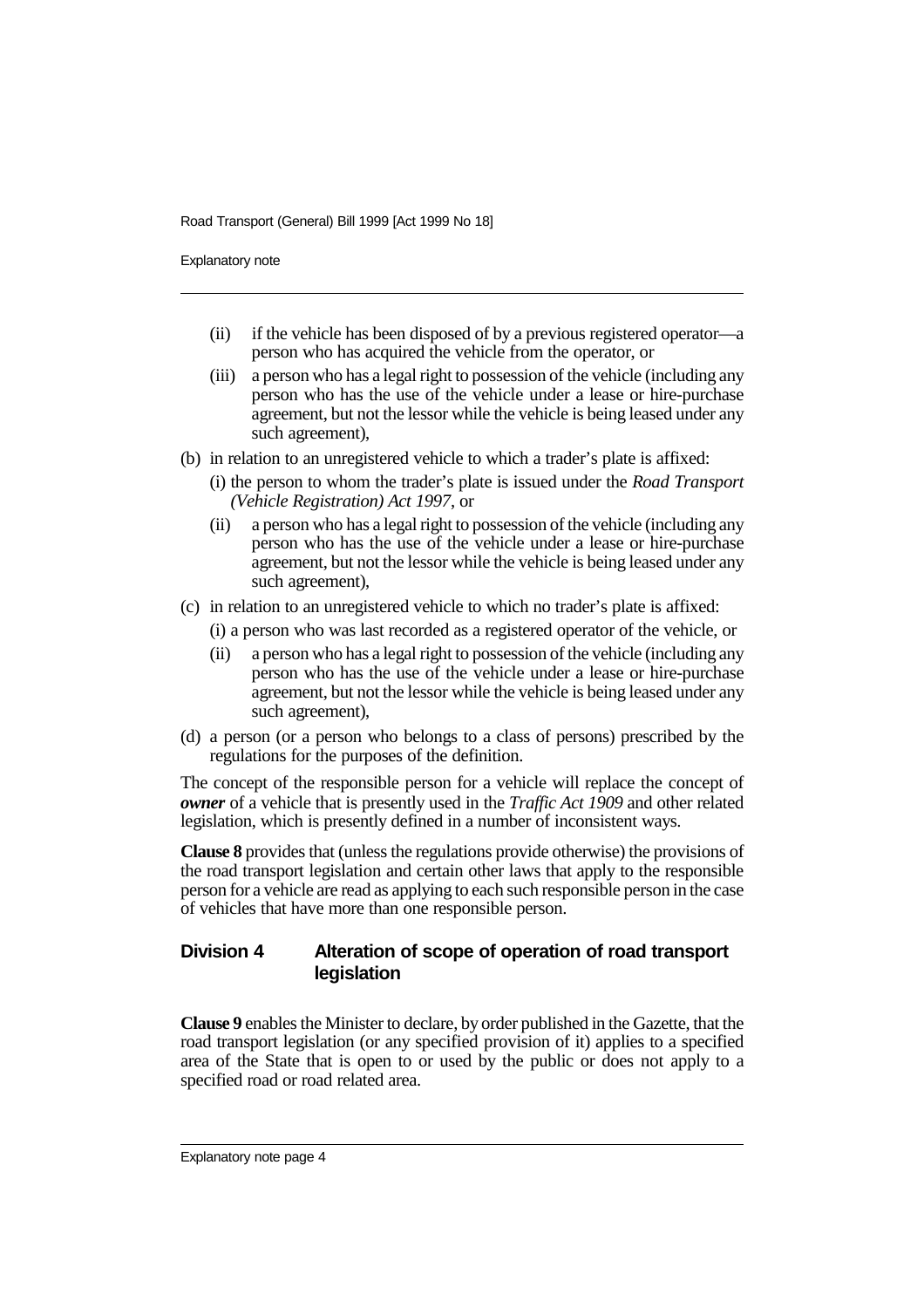- (ii) if the vehicle has been disposed of by a previous registered operator—a person who has acquired the vehicle from the operator, or
- (iii) a person who has a legal right to possession of the vehicle (including any person who has the use of the vehicle under a lease or hire-purchase agreement, but not the lessor while the vehicle is being leased under any such agreement),

(b) in relation to an unregistered vehicle to which a trader's plate is affixed:

- (i) the person to whom the trader's plate is issued under the *Road Transport (Vehicle Registration) Act 1997*, or
- (ii) a person who has a legal right to possession of the vehicle (including any person who has the use of the vehicle under a lease or hire-purchase agreement, but not the lessor while the vehicle is being leased under any such agreement),

(c) in relation to an unregistered vehicle to which no trader's plate is affixed:

- (i) a person who was last recorded as a registered operator of the vehicle, or
- (ii) a person who has a legal right to possession of the vehicle (including any person who has the use of the vehicle under a lease or hire-purchase agreement, but not the lessor while the vehicle is being leased under any such agreement),

(d) a person (or a person who belongs to a class of persons) prescribed by the regulations for the purposes of the definition.

The concept of the responsible person for a vehicle will replace the concept of ***owner*** of a vehicle that is presently used in the *Traffic Act 1909* and other related legislation, which is presently defined in a number of inconsistent ways.

**Clause 8** provides that (unless the regulations provide otherwise) the provisions of the road transport legislation and certain other laws that apply to the responsible person for a vehicle are read as applying to each such responsible person in the case of vehicles that have more than one responsible person.

## Division 4 Alteration of scope of operation of road transport legislation

**Clause 9** enables the Minister to declare, by order published in the Gazette, that the road transport legislation (or any specified provision of it) applies to a specified area of the State that is open to or used by the public or does not apply to a specified road or road related area.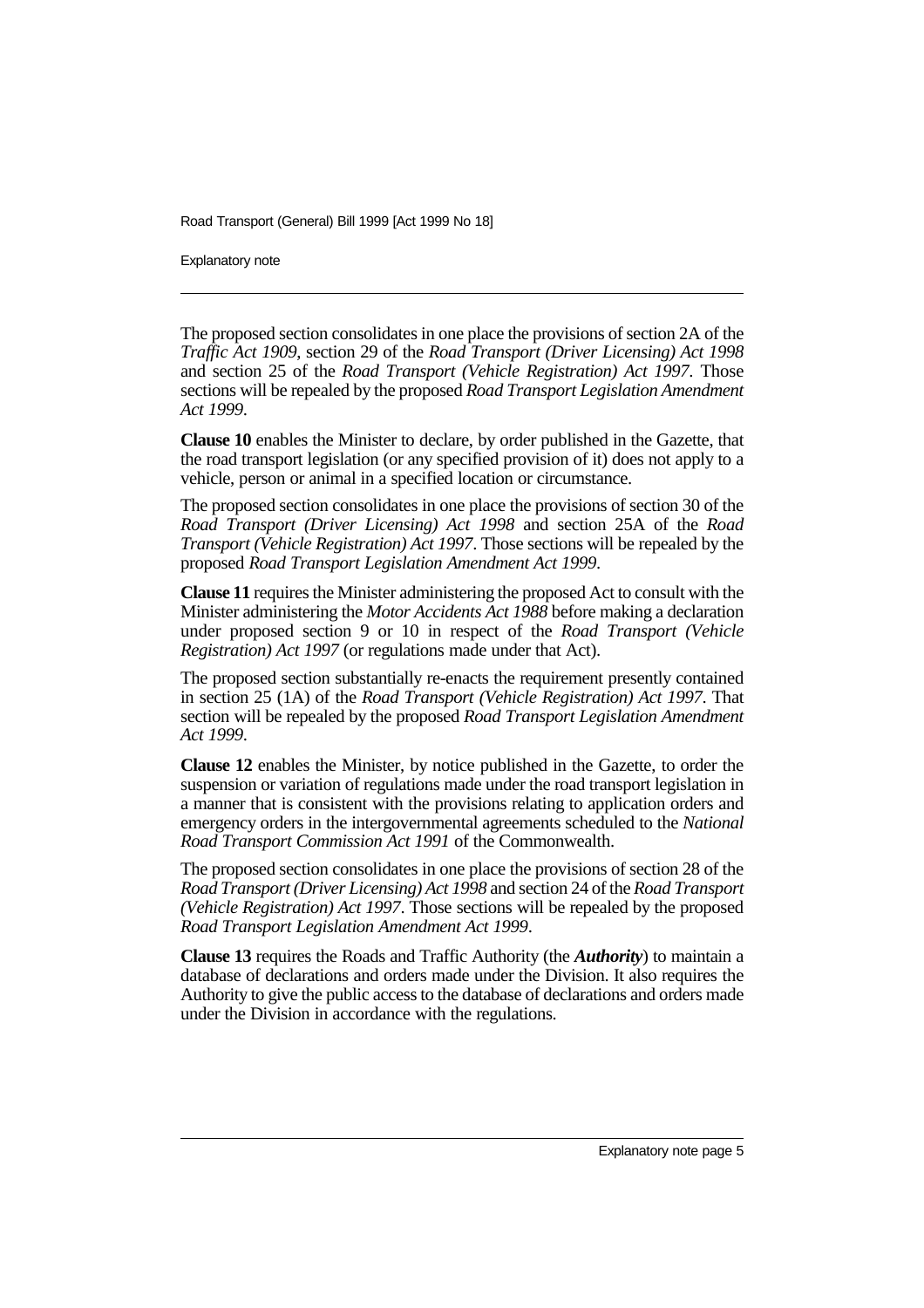The proposed section consolidates in one place the provisions of section 2A of the *Traffic Act 1909*, section 29 of the *Road Transport (Driver Licensing) Act 1998* and section 25 of the *Road Transport (Vehicle Registration) Act 1997*. Those sections will be repealed by the proposed *Road Transport Legislation Amendment Act 1999*.

**Clause 10** enables the Minister to declare, by order published in the Gazette, that the road transport legislation (or any specified provision of it) does not apply to a vehicle, person or animal in a specified location or circumstance.

The proposed section consolidates in one place the provisions of section 30 of the *Road Transport (Driver Licensing) Act 1998* and section 25A of the *Road Transport (Vehicle Registration) Act 1997*. Those sections will be repealed by the proposed *Road Transport Legislation Amendment Act 1999*.

**Clause 11** requires the Minister administering the proposed Act to consult with the Minister administering the *Motor Accidents Act 1988* before making a declaration under proposed section 9 or 10 in respect of the *Road Transport (Vehicle Registration) Act 1997* (or regulations made under that Act).

The proposed section substantially re-enacts the requirement presently contained in section 25 (1A) of the *Road Transport (Vehicle Registration) Act 1997*. That section will be repealed by the proposed *Road Transport Legislation Amendment Act 1999*.

**Clause 12** enables the Minister, by notice published in the Gazette, to order the suspension or variation of regulations made under the road transport legislation in a manner that is consistent with the provisions relating to application orders and emergency orders in the intergovernmental agreements scheduled to the *National Road Transport Commission Act 1991* of the Commonwealth.

The proposed section consolidates in one place the provisions of section 28 of the *Road Transport (Driver Licensing) Act 1998* and section 24 of the *Road Transport (Vehicle Registration) Act 1997*. Those sections will be repealed by the proposed *Road Transport Legislation Amendment Act 1999*.

**Clause 13** requires the Roads and Traffic Authority (the ***Authority***) to maintain a database of declarations and orders made under the Division. It also requires the Authority to give the public access to the database of declarations and orders made under the Division in accordance with the regulations.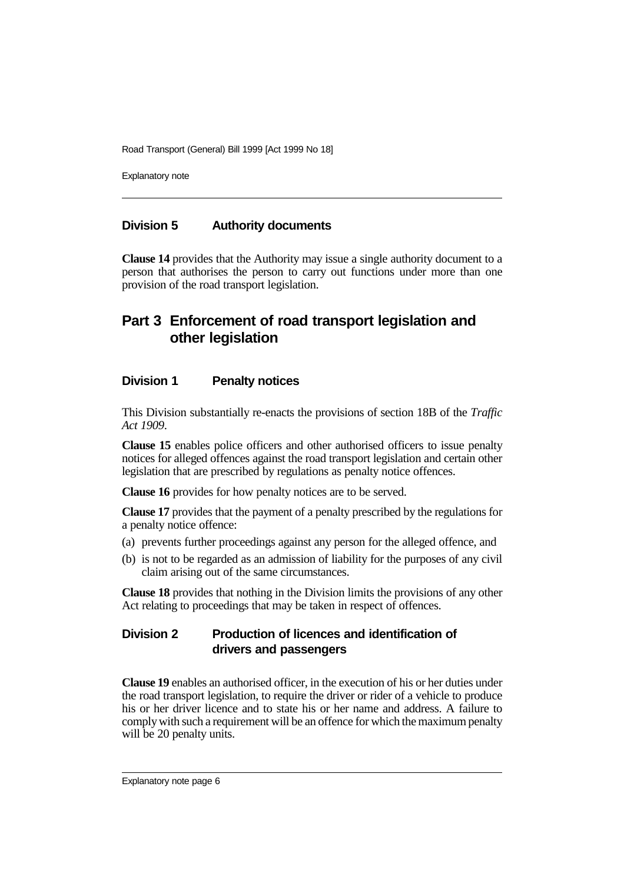### Division 5 Authority documents

**Clause 14** provides that the Authority may issue a single authority document to a person that authorises the person to carry out functions under more than one provision of the road transport legislation.

## Part 3 Enforcement of road transport legislation and other legislation

### Division 1 Penalty notices

This Division substantially re-enacts the provisions of section 18B of the *Traffic Act 1909*.

**Clause 15** enables police officers and other authorised officers to issue penalty notices for alleged offences against the road transport legislation and certain other legislation that are prescribed by regulations as penalty notice offences.

**Clause 16** provides for how penalty notices are to be served.

**Clause 17** provides that the payment of a penalty prescribed by the regulations for a penalty notice offence:

(a) prevents further proceedings against any person for the alleged offence, and

(b) is not to be regarded as an admission of liability for the purposes of any civil claim arising out of the same circumstances.

**Clause 18** provides that nothing in the Division limits the provisions of any other Act relating to proceedings that may be taken in respect of offences.

### Division 2 Production of licences and identification of drivers and passengers

**Clause 19** enables an authorised officer, in the execution of his or her duties under the road transport legislation, to require the driver or rider of a vehicle to produce his or her driver licence and to state his or her name and address. A failure to comply with such a requirement will be an offence for which the maximum penalty will be 20 penalty units.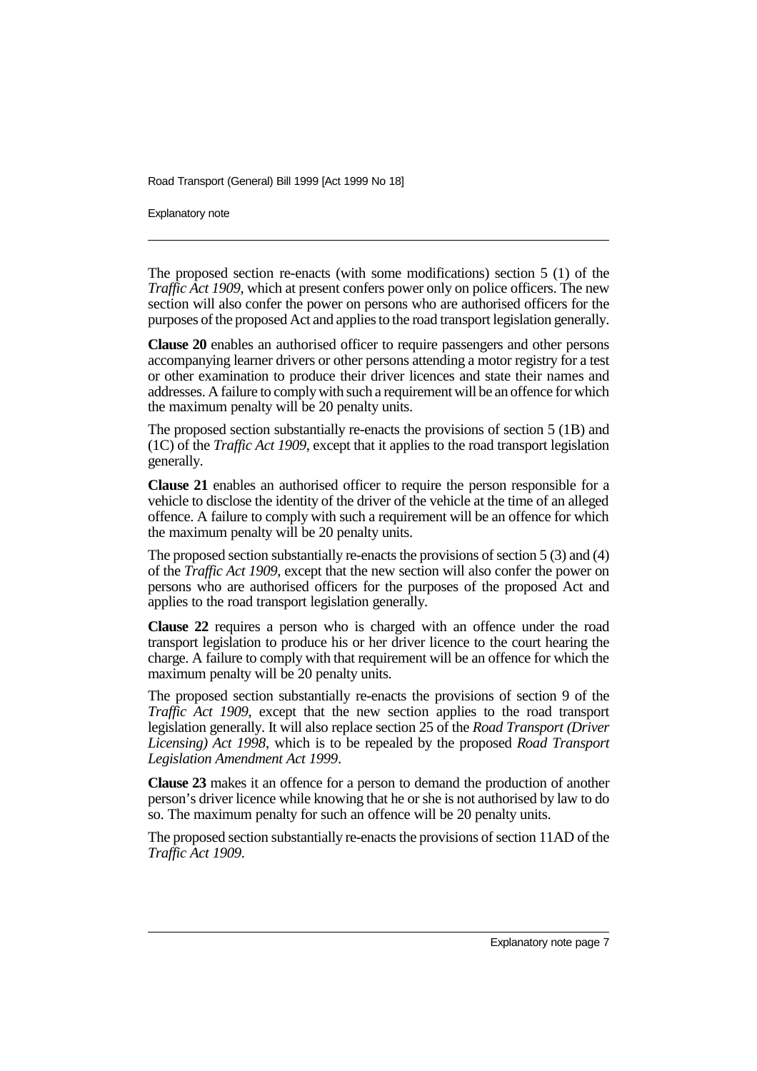The proposed section re-enacts (with some modifications) section 5 (1) of the *Traffic Act 1909*, which at present confers power only on police officers. The new section will also confer the power on persons who are authorised officers for the purposes of the proposed Act and applies to the road transport legislation generally.

**Clause 20** enables an authorised officer to require passengers and other persons accompanying learner drivers or other persons attending a motor registry for a test or other examination to produce their driver licences and state their names and addresses. A failure to comply with such a requirement will be an offence for which the maximum penalty will be 20 penalty units.

The proposed section substantially re-enacts the provisions of section 5 (1B) and (1C) of the *Traffic Act 1909*, except that it applies to the road transport legislation generally.

**Clause 21** enables an authorised officer to require the person responsible for a vehicle to disclose the identity of the driver of the vehicle at the time of an alleged offence. A failure to comply with such a requirement will be an offence for which the maximum penalty will be 20 penalty units.

The proposed section substantially re-enacts the provisions of section 5 (3) and (4) of the *Traffic Act 1909*, except that the new section will also confer the power on persons who are authorised officers for the purposes of the proposed Act and applies to the road transport legislation generally.

**Clause 22** requires a person who is charged with an offence under the road transport legislation to produce his or her driver licence to the court hearing the charge. A failure to comply with that requirement will be an offence for which the maximum penalty will be 20 penalty units.

The proposed section substantially re-enacts the provisions of section 9 of the *Traffic Act 1909*, except that the new section applies to the road transport legislation generally. It will also replace section 25 of the *Road Transport (Driver Licensing) Act 1998*, which is to be repealed by the proposed *Road Transport Legislation Amendment Act 1999*.

**Clause 23** makes it an offence for a person to demand the production of another person's driver licence while knowing that he or she is not authorised by law to do so. The maximum penalty for such an offence will be 20 penalty units.

The proposed section substantially re-enacts the provisions of section 11AD of the *Traffic Act 1909*.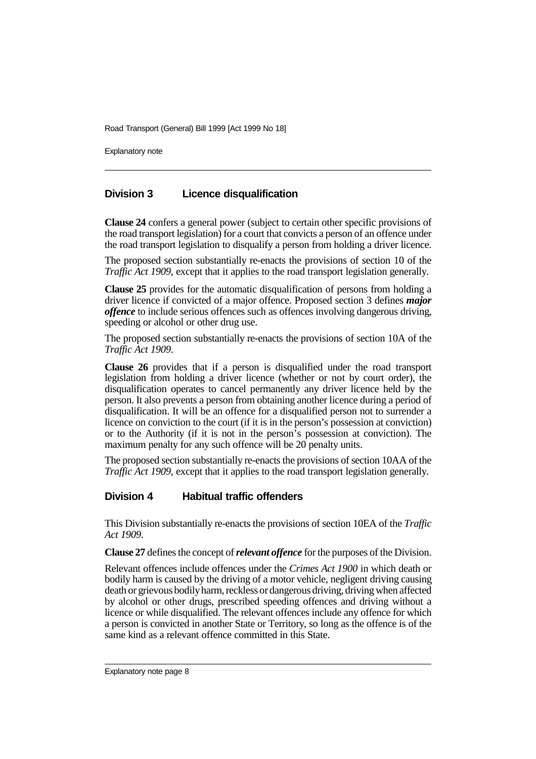## Division 3 Licence disqualification

**Clause 24** confers a general power (subject to certain other specific provisions of the road transport legislation) for a court that convicts a person of an offence under the road transport legislation to disqualify a person from holding a driver licence.

The proposed section substantially re-enacts the provisions of section 10 of the *Traffic Act 1909*, except that it applies to the road transport legislation generally.

**Clause 25** provides for the automatic disqualification of persons from holding a driver licence if convicted of a major offence. Proposed section 3 defines ***major offence*** to include serious offences such as offences involving dangerous driving, speeding or alcohol or other drug use.

The proposed section substantially re-enacts the provisions of section 10A of the *Traffic Act 1909*.

**Clause 26** provides that if a person is disqualified under the road transport legislation from holding a driver licence (whether or not by court order), the disqualification operates to cancel permanently any driver licence held by the person. It also prevents a person from obtaining another licence during a period of disqualification. It will be an offence for a disqualified person not to surrender a licence on conviction to the court (if it is in the person's possession at conviction) or to the Authority (if it is not in the person's possession at conviction). The maximum penalty for any such offence will be 20 penalty units.

The proposed section substantially re-enacts the provisions of section 10AA of the *Traffic Act 1909*, except that it applies to the road transport legislation generally.

## Division 4 Habitual traffic offenders

This Division substantially re-enacts the provisions of section 10EA of the *Traffic Act 1909*.

**Clause 27** defines the concept of ***relevant offence*** for the purposes of the Division.

Relevant offences include offences under the *Crimes Act 1900* in which death or bodily harm is caused by the driving of a motor vehicle, negligent driving causing death or grievous bodily harm, reckless or dangerous driving, driving when affected by alcohol or other drugs, prescribed speeding offences and driving without a licence or while disqualified. The relevant offences include any offence for which a person is convicted in another State or Territory, so long as the offence is of the same kind as a relevant offence committed in this State.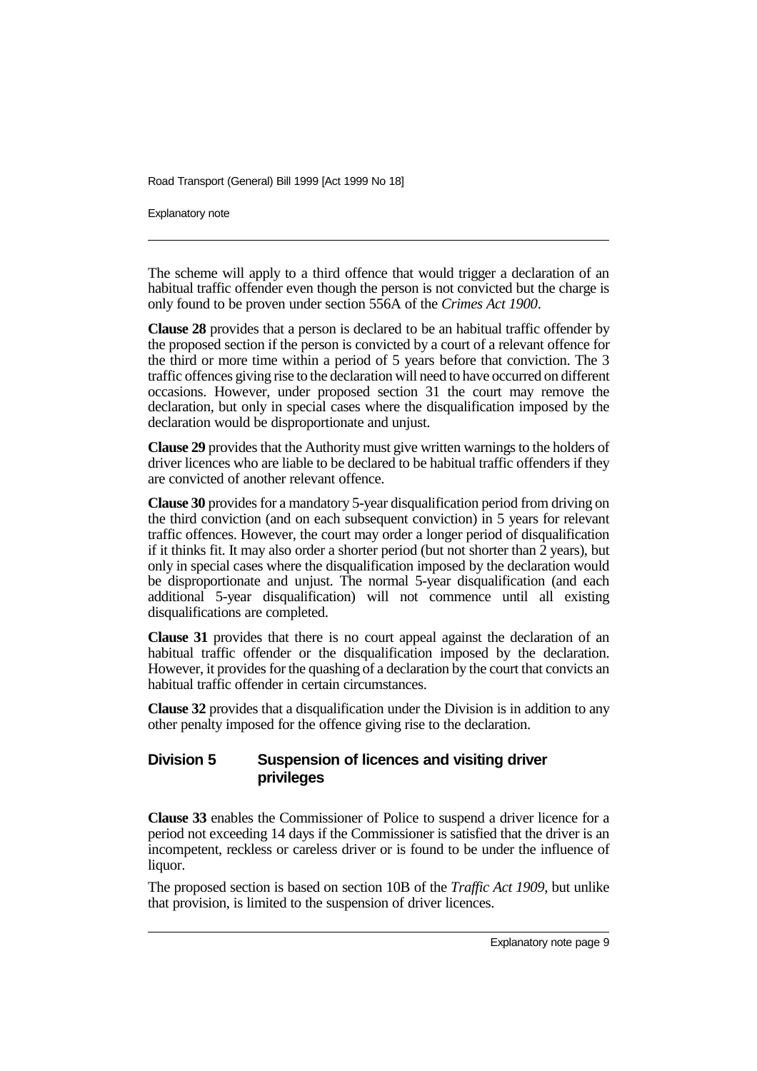The scheme will apply to a third offence that would trigger a declaration of an habitual traffic offender even though the person is not convicted but the charge is only found to be proven under section 556A of the *Crimes Act 1900*.

**Clause 28** provides that a person is declared to be an habitual traffic offender by the proposed section if the person is convicted by a court of a relevant offence for the third or more time within a period of 5 years before that conviction. The 3 traffic offences giving rise to the declaration will need to have occurred on different occasions. However, under proposed section 31 the court may remove the declaration, but only in special cases where the disqualification imposed by the declaration would be disproportionate and unjust.

**Clause 29** provides that the Authority must give written warnings to the holders of driver licences who are liable to be declared to be habitual traffic offenders if they are convicted of another relevant offence.

**Clause 30** provides for a mandatory 5-year disqualification period from driving on the third conviction (and on each subsequent conviction) in 5 years for relevant traffic offences. However, the court may order a longer period of disqualification if it thinks fit. It may also order a shorter period (but not shorter than 2 years), but only in special cases where the disqualification imposed by the declaration would be disproportionate and unjust. The normal 5-year disqualification (and each additional 5-year disqualification) will not commence until all existing disqualifications are completed.

**Clause 31** provides that there is no court appeal against the declaration of an habitual traffic offender or the disqualification imposed by the declaration. However, it provides for the quashing of a declaration by the court that convicts an habitual traffic offender in certain circumstances.

**Clause 32** provides that a disqualification under the Division is in addition to any other penalty imposed for the offence giving rise to the declaration.

## Division 5 Suspension of licences and visiting driver privileges

**Clause 33** enables the Commissioner of Police to suspend a driver licence for a period not exceeding 14 days if the Commissioner is satisfied that the driver is an incompetent, reckless or careless driver or is found to be under the influence of liquor.

The proposed section is based on section 10B of the *Traffic Act 1909*, but unlike that provision, is limited to the suspension of driver licences.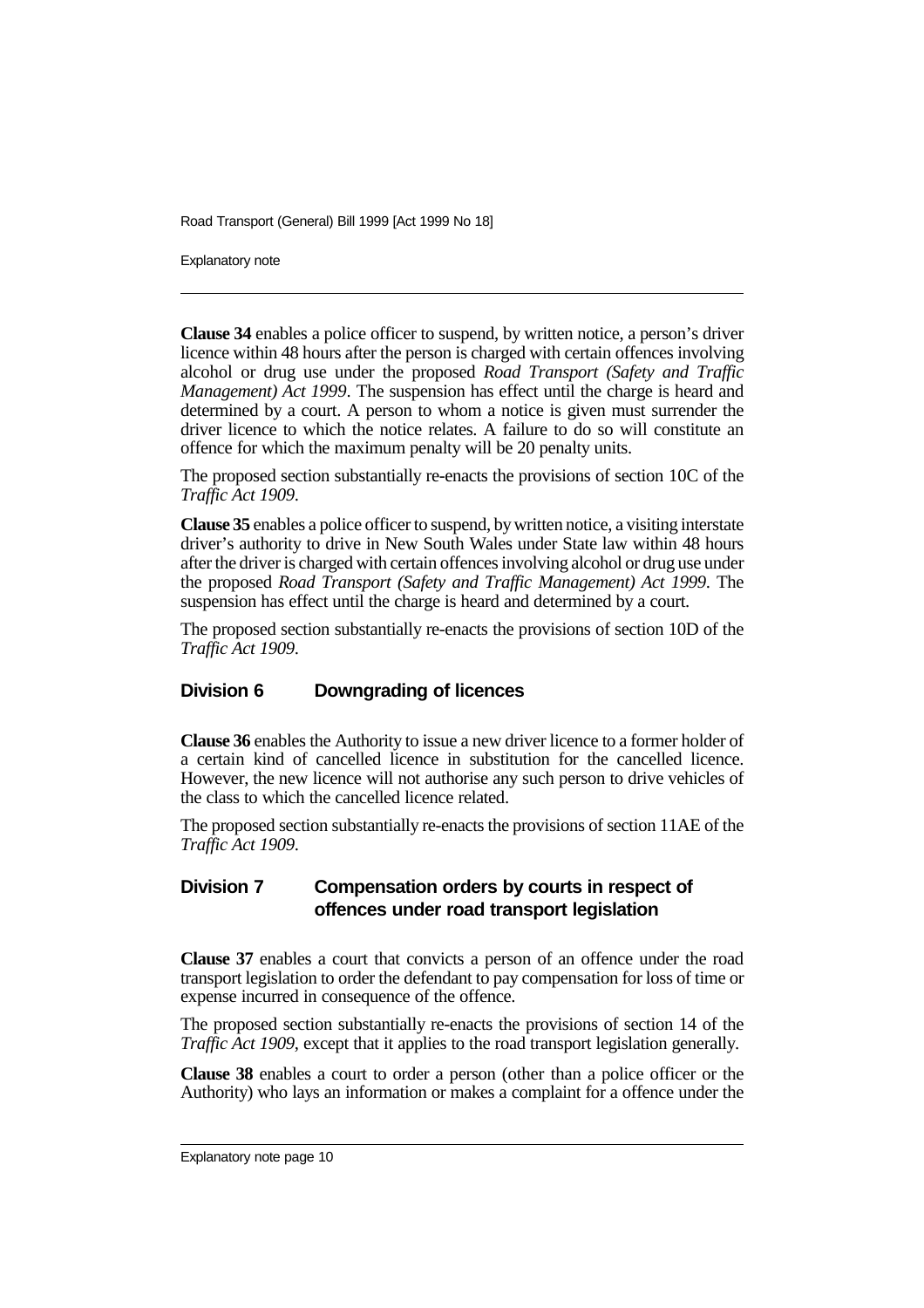**Clause 34** enables a police officer to suspend, by written notice, a person's driver licence within 48 hours after the person is charged with certain offences involving alcohol or drug use under the proposed *Road Transport (Safety and Traffic Management) Act 1999*. The suspension has effect until the charge is heard and determined by a court. A person to whom a notice is given must surrender the driver licence to which the notice relates. A failure to do so will constitute an offence for which the maximum penalty will be 20 penalty units.

The proposed section substantially re-enacts the provisions of section 10C of the *Traffic Act 1909*.

**Clause 35** enables a police officer to suspend, by written notice, a visiting interstate driver's authority to drive in New South Wales under State law within 48 hours after the driver is charged with certain offences involving alcohol or drug use under the proposed *Road Transport (Safety and Traffic Management) Act 1999*. The suspension has effect until the charge is heard and determined by a court.

The proposed section substantially re-enacts the provisions of section 10D of the *Traffic Act 1909*.

## Division 6 Downgrading of licences

**Clause 36** enables the Authority to issue a new driver licence to a former holder of a certain kind of cancelled licence in substitution for the cancelled licence. However, the new licence will not authorise any such person to drive vehicles of the class to which the cancelled licence related.

The proposed section substantially re-enacts the provisions of section 11AE of the *Traffic Act 1909*.

## Division 7 Compensation orders by courts in respect of offences under road transport legislation

**Clause 37** enables a court that convicts a person of an offence under the road transport legislation to order the defendant to pay compensation for loss of time or expense incurred in consequence of the offence.

The proposed section substantially re-enacts the provisions of section 14 of the *Traffic Act 1909*, except that it applies to the road transport legislation generally.

**Clause 38** enables a court to order a person (other than a police officer or the Authority) who lays an information or makes a complaint for a offence under the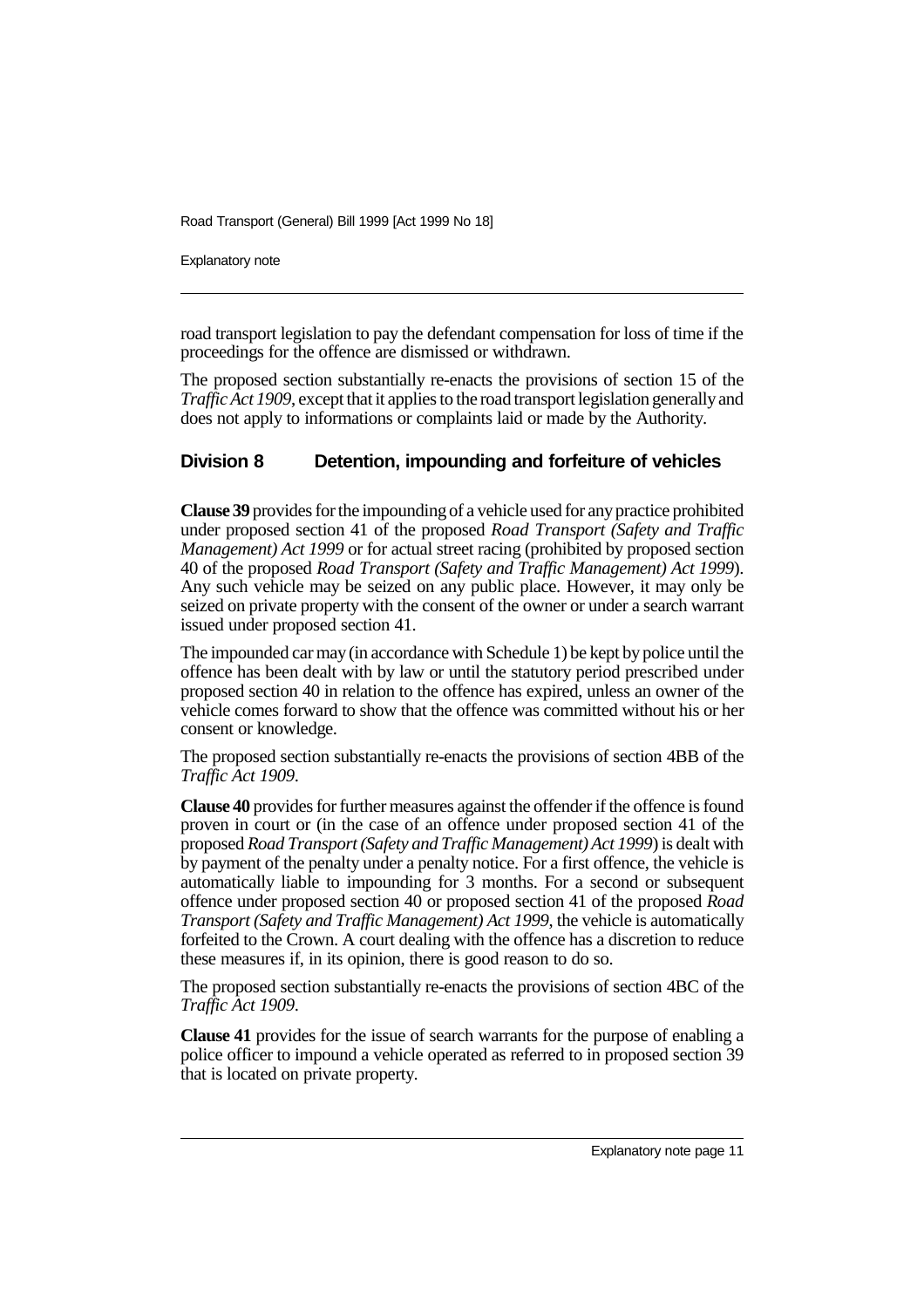road transport legislation to pay the defendant compensation for loss of time if the proceedings for the offence are dismissed or withdrawn.

The proposed section substantially re-enacts the provisions of section 15 of the *Traffic Act 1909*, except that it applies to the road transport legislation generally and does not apply to informations or complaints laid or made by the Authority.

## Division 8 Detention, impounding and forfeiture of vehicles

**Clause 39** provides for the impounding of a vehicle used for any practice prohibited under proposed section 41 of the proposed *Road Transport (Safety and Traffic Management) Act 1999* or for actual street racing (prohibited by proposed section 40 of the proposed *Road Transport (Safety and Traffic Management) Act 1999*). Any such vehicle may be seized on any public place. However, it may only be seized on private property with the consent of the owner or under a search warrant issued under proposed section 41.

The impounded car may (in accordance with Schedule 1) be kept by police until the offence has been dealt with by law or until the statutory period prescribed under proposed section 40 in relation to the offence has expired, unless an owner of the vehicle comes forward to show that the offence was committed without his or her consent or knowledge.

The proposed section substantially re-enacts the provisions of section 4BB of the *Traffic Act 1909*.

**Clause 40** provides for further measures against the offender if the offence is found proven in court or (in the case of an offence under proposed section 41 of the proposed *Road Transport (Safety and Traffic Management) Act 1999*) is dealt with by payment of the penalty under a penalty notice. For a first offence, the vehicle is automatically liable to impounding for 3 months. For a second or subsequent offence under proposed section 40 or proposed section 41 of the proposed *Road Transport (Safety and Traffic Management) Act 1999*, the vehicle is automatically forfeited to the Crown. A court dealing with the offence has a discretion to reduce these measures if, in its opinion, there is good reason to do so.

The proposed section substantially re-enacts the provisions of section 4BC of the *Traffic Act 1909*.

**Clause 41** provides for the issue of search warrants for the purpose of enabling a police officer to impound a vehicle operated as referred to in proposed section 39 that is located on private property.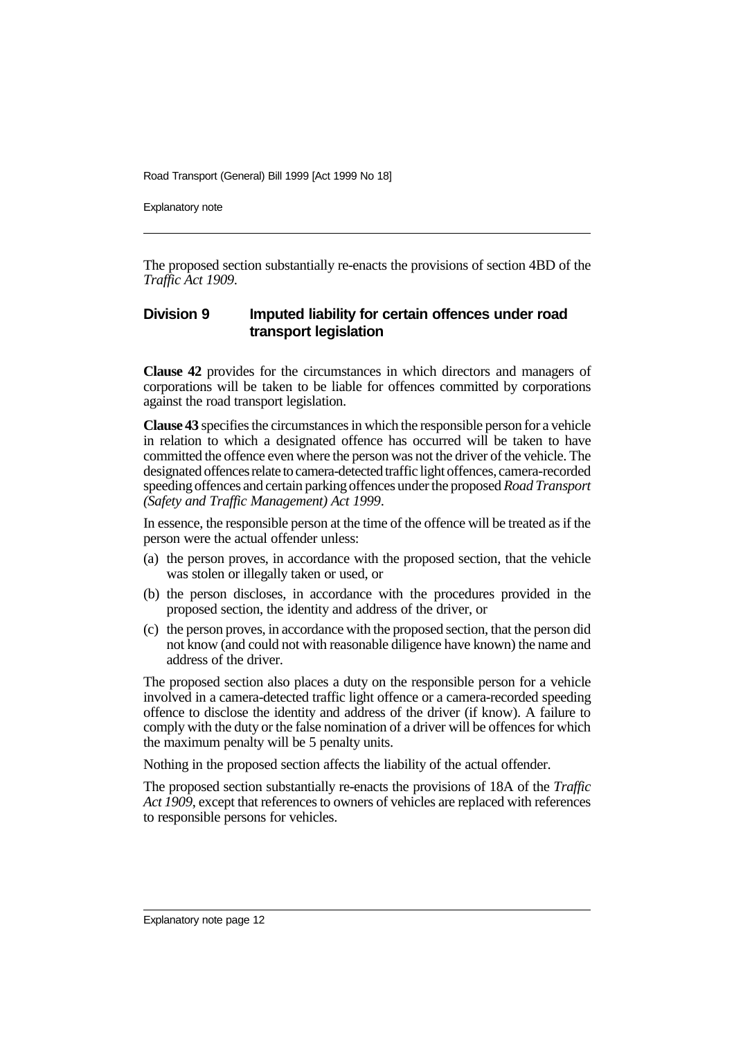The proposed section substantially re-enacts the provisions of section 4BD of the *Traffic Act 1909*.

## Division 9 Imputed liability for certain offences under road transport legislation

**Clause 42** provides for the circumstances in which directors and managers of corporations will be taken to be liable for offences committed by corporations against the road transport legislation.

**Clause 43** specifies the circumstances in which the responsible person for a vehicle in relation to which a designated offence has occurred will be taken to have committed the offence even where the person was not the driver of the vehicle. The designated offences relate to camera-detected traffic light offences, camera-recorded speeding offences and certain parking offences under the proposed *Road Transport (Safety and Traffic Management) Act 1999*.

In essence, the responsible person at the time of the offence will be treated as if the person were the actual offender unless:

(a) the person proves, in accordance with the proposed section, that the vehicle was stolen or illegally taken or used, or

(b) the person discloses, in accordance with the procedures provided in the proposed section, the identity and address of the driver, or

(c) the person proves, in accordance with the proposed section, that the person did not know (and could not with reasonable diligence have known) the name and address of the driver.

The proposed section also places a duty on the responsible person for a vehicle involved in a camera-detected traffic light offence or a camera-recorded speeding offence to disclose the identity and address of the driver (if know). A failure to comply with the duty or the false nomination of a driver will be offences for which the maximum penalty will be 5 penalty units.

Nothing in the proposed section affects the liability of the actual offender.

The proposed section substantially re-enacts the provisions of 18A of the *Traffic Act 1909*, except that references to owners of vehicles are replaced with references to responsible persons for vehicles.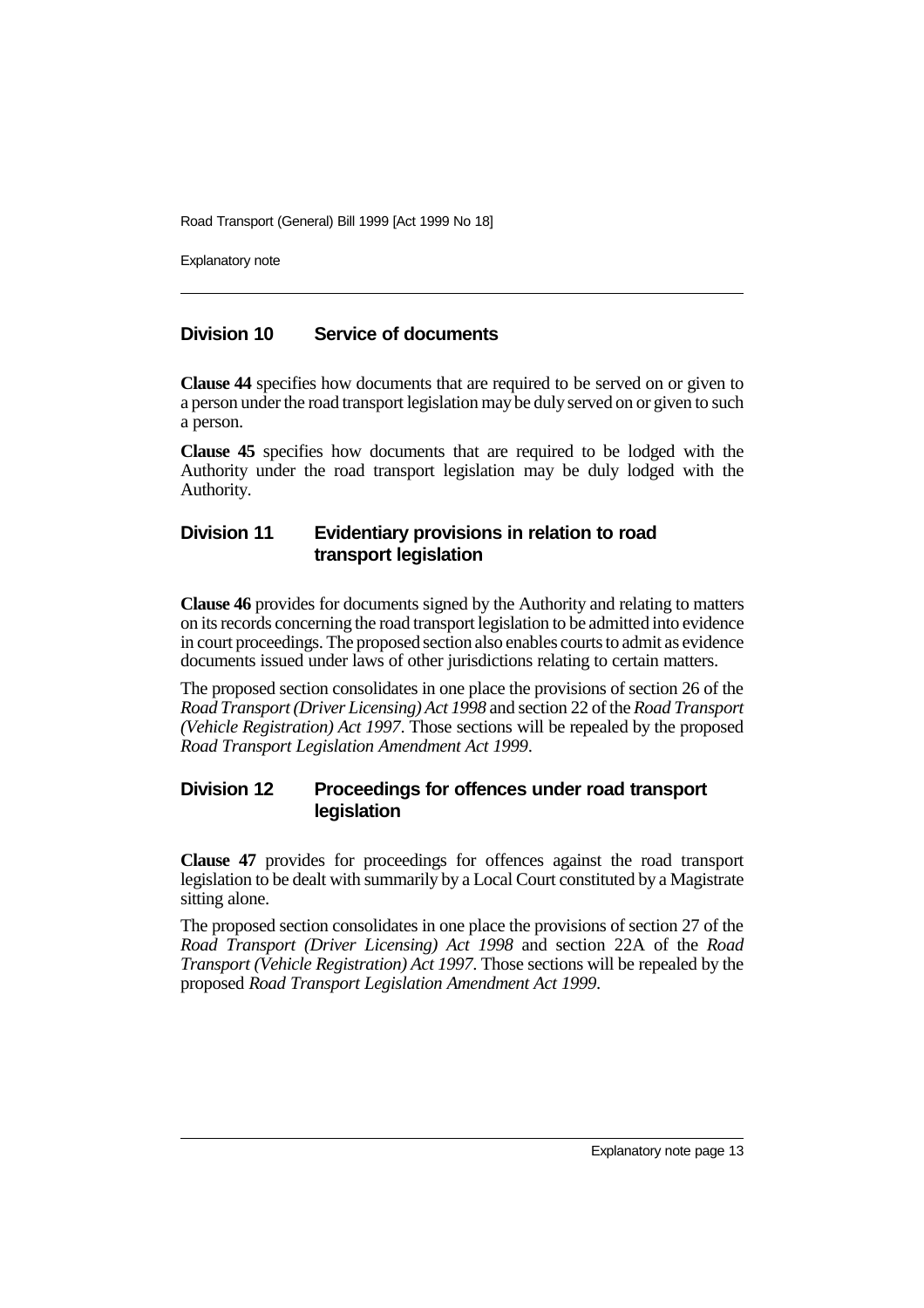## Division 10 Service of documents

**Clause 44** specifies how documents that are required to be served on or given to a person under the road transport legislation may be duly served on or given to such a person.

**Clause 45** specifies how documents that are required to be lodged with the Authority under the road transport legislation may be duly lodged with the Authority.

## Division 11 Evidentiary provisions in relation to road transport legislation

**Clause 46** provides for documents signed by the Authority and relating to matters on its records concerning the road transport legislation to be admitted into evidence in court proceedings. The proposed section also enables courts to admit as evidence documents issued under laws of other jurisdictions relating to certain matters.

The proposed section consolidates in one place the provisions of section 26 of the *Road Transport (Driver Licensing) Act 1998* and section 22 of the *Road Transport (Vehicle Registration) Act 1997*. Those sections will be repealed by the proposed *Road Transport Legislation Amendment Act 1999*.

## Division 12 Proceedings for offences under road transport legislation

**Clause 47** provides for proceedings for offences against the road transport legislation to be dealt with summarily by a Local Court constituted by a Magistrate sitting alone.

The proposed section consolidates in one place the provisions of section 27 of the *Road Transport (Driver Licensing) Act 1998* and section 22A of the *Road Transport (Vehicle Registration) Act 1997*. Those sections will be repealed by the proposed *Road Transport Legislation Amendment Act 1999*.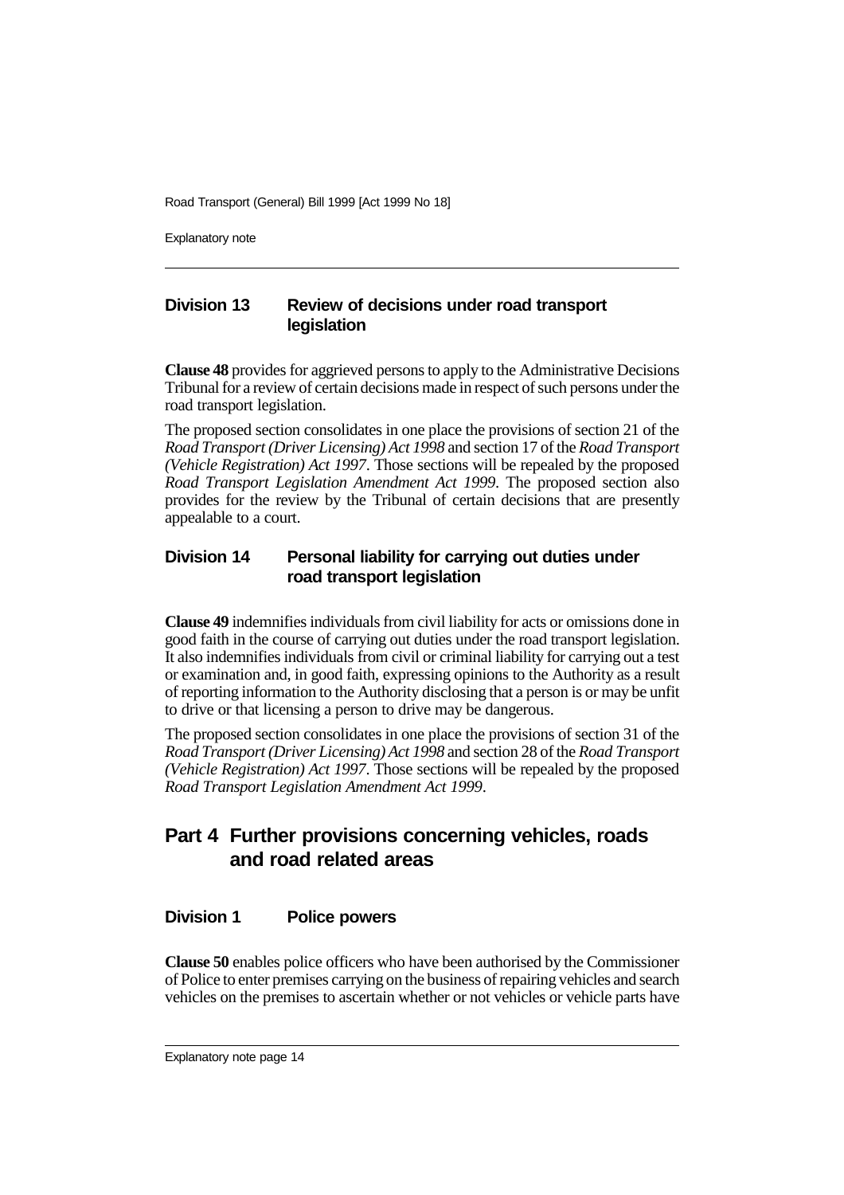### Division 13 Review of decisions under road transport legislation

**Clause 48** provides for aggrieved persons to apply to the Administrative Decisions Tribunal for a review of certain decisions made in respect of such persons under the road transport legislation.

The proposed section consolidates in one place the provisions of section 21 of the *Road Transport (Driver Licensing) Act 1998* and section 17 of the *Road Transport (Vehicle Registration) Act 1997*. Those sections will be repealed by the proposed *Road Transport Legislation Amendment Act 1999*. The proposed section also provides for the review by the Tribunal of certain decisions that are presently appealable to a court.

### Division 14 Personal liability for carrying out duties under road transport legislation

**Clause 49** indemnifies individuals from civil liability for acts or omissions done in good faith in the course of carrying out duties under the road transport legislation. It also indemnifies individuals from civil or criminal liability for carrying out a test or examination and, in good faith, expressing opinions to the Authority as a result of reporting information to the Authority disclosing that a person is or may be unfit to drive or that licensing a person to drive may be dangerous.

The proposed section consolidates in one place the provisions of section 31 of the *Road Transport (Driver Licensing) Act 1998* and section 28 of the *Road Transport (Vehicle Registration) Act 1997*. Those sections will be repealed by the proposed *Road Transport Legislation Amendment Act 1999*.

## Part 4 Further provisions concerning vehicles, roads and road related areas

### Division 1 Police powers

**Clause 50** enables police officers who have been authorised by the Commissioner of Police to enter premises carrying on the business of repairing vehicles and search vehicles on the premises to ascertain whether or not vehicles or vehicle parts have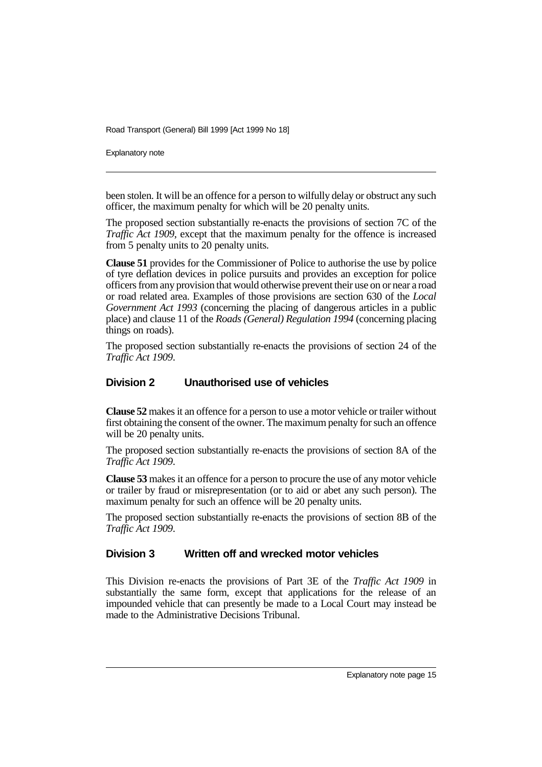been stolen. It will be an offence for a person to wilfully delay or obstruct any such officer, the maximum penalty for which will be 20 penalty units.

The proposed section substantially re-enacts the provisions of section 7C of the *Traffic Act 1909*, except that the maximum penalty for the offence is increased from 5 penalty units to 20 penalty units.

**Clause 51** provides for the Commissioner of Police to authorise the use by police of tyre deflation devices in police pursuits and provides an exception for police officers from any provision that would otherwise prevent their use on or near a road or road related area. Examples of those provisions are section 630 of the *Local Government Act 1993* (concerning the placing of dangerous articles in a public place) and clause 11 of the *Roads (General) Regulation 1994* (concerning placing things on roads).

The proposed section substantially re-enacts the provisions of section 24 of the *Traffic Act 1909*.

### Division 2 Unauthorised use of vehicles

**Clause 52** makes it an offence for a person to use a motor vehicle or trailer without first obtaining the consent of the owner. The maximum penalty for such an offence will be 20 penalty units.

The proposed section substantially re-enacts the provisions of section 8A of the *Traffic Act 1909*.

**Clause 53** makes it an offence for a person to procure the use of any motor vehicle or trailer by fraud or misrepresentation (or to aid or abet any such person). The maximum penalty for such an offence will be 20 penalty units.

The proposed section substantially re-enacts the provisions of section 8B of the *Traffic Act 1909*.

### Division 3 Written off and wrecked motor vehicles

This Division re-enacts the provisions of Part 3E of the *Traffic Act 1909* in substantially the same form, except that applications for the release of an impounded vehicle that can presently be made to a Local Court may instead be made to the Administrative Decisions Tribunal.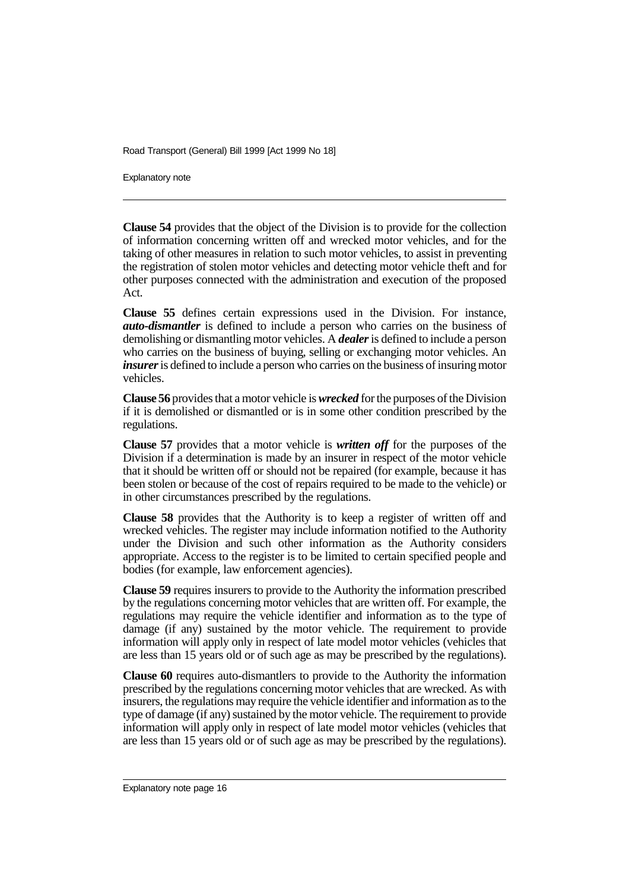**Clause 54** provides that the object of the Division is to provide for the collection of information concerning written off and wrecked motor vehicles, and for the taking of other measures in relation to such motor vehicles, to assist in preventing the registration of stolen motor vehicles and detecting motor vehicle theft and for other purposes connected with the administration and execution of the proposed Act.

**Clause 55** defines certain expressions used in the Division. For instance, ***auto-dismantler*** is defined to include a person who carries on the business of demolishing or dismantling motor vehicles. A ***dealer*** is defined to include a person who carries on the business of buying, selling or exchanging motor vehicles. An ***insurer*** is defined to include a person who carries on the business of insuring motor vehicles.

**Clause 56** provides that a motor vehicle is ***wrecked*** for the purposes of the Division if it is demolished or dismantled or is in some other condition prescribed by the regulations.

**Clause 57** provides that a motor vehicle is ***written off*** for the purposes of the Division if a determination is made by an insurer in respect of the motor vehicle that it should be written off or should not be repaired (for example, because it has been stolen or because of the cost of repairs required to be made to the vehicle) or in other circumstances prescribed by the regulations.

**Clause 58** provides that the Authority is to keep a register of written off and wrecked vehicles. The register may include information notified to the Authority under the Division and such other information as the Authority considers appropriate. Access to the register is to be limited to certain specified people and bodies (for example, law enforcement agencies).

**Clause 59** requires insurers to provide to the Authority the information prescribed by the regulations concerning motor vehicles that are written off. For example, the regulations may require the vehicle identifier and information as to the type of damage (if any) sustained by the motor vehicle. The requirement to provide information will apply only in respect of late model motor vehicles (vehicles that are less than 15 years old or of such age as may be prescribed by the regulations).

**Clause 60** requires auto-dismantlers to provide to the Authority the information prescribed by the regulations concerning motor vehicles that are wrecked. As with insurers, the regulations may require the vehicle identifier and information as to the type of damage (if any) sustained by the motor vehicle. The requirement to provide information will apply only in respect of late model motor vehicles (vehicles that are less than 15 years old or of such age as may be prescribed by the regulations).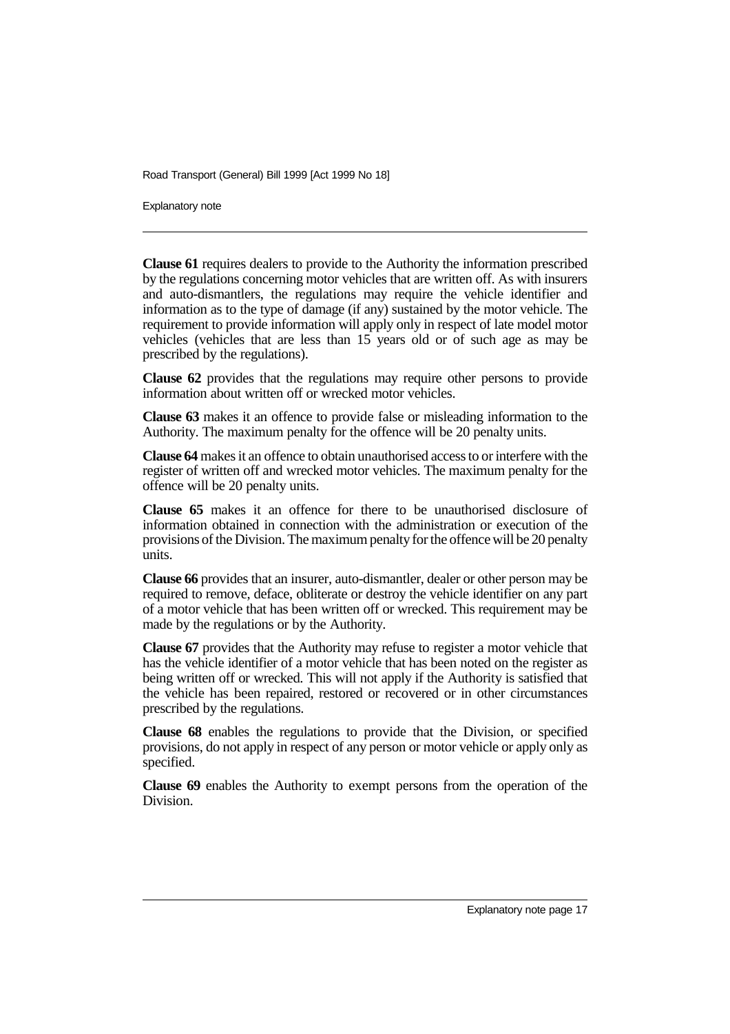**Clause 61** requires dealers to provide to the Authority the information prescribed by the regulations concerning motor vehicles that are written off. As with insurers and auto-dismantlers, the regulations may require the vehicle identifier and information as to the type of damage (if any) sustained by the motor vehicle. The requirement to provide information will apply only in respect of late model motor vehicles (vehicles that are less than 15 years old or of such age as may be prescribed by the regulations).

**Clause 62** provides that the regulations may require other persons to provide information about written off or wrecked motor vehicles.

**Clause 63** makes it an offence to provide false or misleading information to the Authority. The maximum penalty for the offence will be 20 penalty units.

**Clause 64** makes it an offence to obtain unauthorised access to or interfere with the register of written off and wrecked motor vehicles. The maximum penalty for the offence will be 20 penalty units.

**Clause 65** makes it an offence for there to be unauthorised disclosure of information obtained in connection with the administration or execution of the provisions of the Division. The maximum penalty for the offence will be 20 penalty units.

**Clause 66** provides that an insurer, auto-dismantler, dealer or other person may be required to remove, deface, obliterate or destroy the vehicle identifier on any part of a motor vehicle that has been written off or wrecked. This requirement may be made by the regulations or by the Authority.

**Clause 67** provides that the Authority may refuse to register a motor vehicle that has the vehicle identifier of a motor vehicle that has been noted on the register as being written off or wrecked. This will not apply if the Authority is satisfied that the vehicle has been repaired, restored or recovered or in other circumstances prescribed by the regulations.

**Clause 68** enables the regulations to provide that the Division, or specified provisions, do not apply in respect of any person or motor vehicle or apply only as specified.

**Clause 69** enables the Authority to exempt persons from the operation of the Division.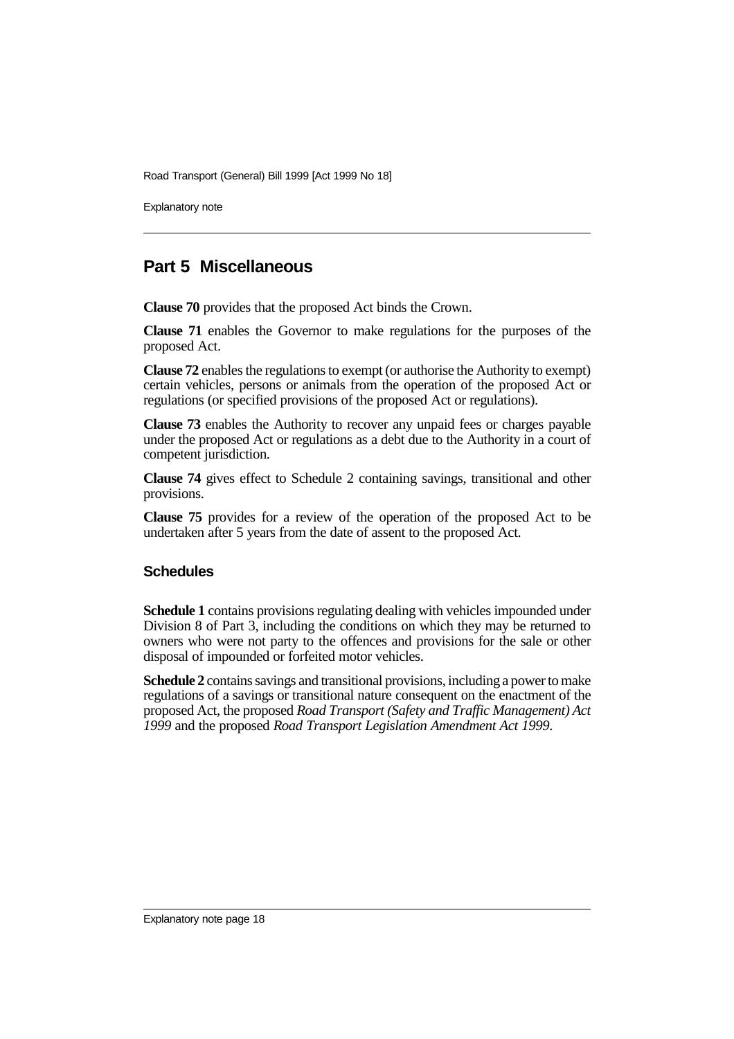## Part 5 Miscellaneous

**Clause 70** provides that the proposed Act binds the Crown.

**Clause 71** enables the Governor to make regulations for the purposes of the proposed Act.

**Clause 72** enables the regulations to exempt (or authorise the Authority to exempt) certain vehicles, persons or animals from the operation of the proposed Act or regulations (or specified provisions of the proposed Act or regulations).

**Clause 73** enables the Authority to recover any unpaid fees or charges payable under the proposed Act or regulations as a debt due to the Authority in a court of competent jurisdiction.

**Clause 74** gives effect to Schedule 2 containing savings, transitional and other provisions.

**Clause 75** provides for a review of the operation of the proposed Act to be undertaken after 5 years from the date of assent to the proposed Act.

### Schedules

**Schedule 1** contains provisions regulating dealing with vehicles impounded under Division 8 of Part 3, including the conditions on which they may be returned to owners who were not party to the offences and provisions for the sale or other disposal of impounded or forfeited motor vehicles.

**Schedule 2** contains savings and transitional provisions, including a power to make regulations of a savings or transitional nature consequent on the enactment of the proposed Act, the proposed *Road Transport (Safety and Traffic Management) Act 1999* and the proposed *Road Transport Legislation Amendment Act 1999*.